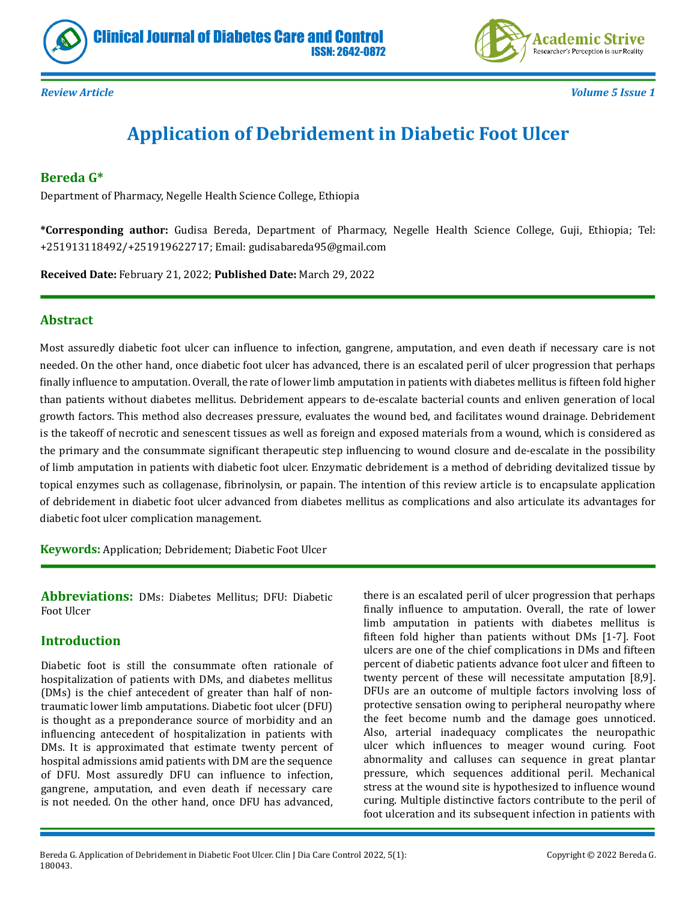Review Article

# Application of Debridement in Diabetic Foot Ulcer

**Bereda G***

Department of Pharmacy, Negelle Health Science College, Ethiopia

**\*Corresponding author:** Gudisa Bereda, Department of Pharmacy, Negelle Health Science College, Guji, Ethiopia; Tel: +251913118492/+251919622717; Email: gudisabareda95@gmail.com

**Received Date:** February 21, 2022; **Published Date:** March 29, 2022

## Abstract

Most assuredly diabetic foot ulcer can influence to infection, gangrene, amputation, and even death if necessary care is not needed. On the other hand, once diabetic foot ulcer has advanced, there is an escalated peril of ulcer progression that perhaps finally influence to amputation. Overall, the rate of lower limb amputation in patients with diabetes mellitus is fifteen fold higher than patients without diabetes mellitus. Debridement appears to de-escalate bacterial counts and enliven generation of local growth factors. This method also decreases pressure, evaluates the wound bed, and facilitates wound drainage. Debridement is the takeoff of necrotic and senescent tissues as well as foreign and exposed materials from a wound, which is considered as the primary and the consummate significant therapeutic step influencing to wound closure and de-escalate in the possibility of limb amputation in patients with diabetic foot ulcer. Enzymatic debridement is a method of debriding devitalized tissue by topical enzymes such as collagenase, fibrinolysin, or papain. The intention of this review article is to encapsulate application of debridement in diabetic foot ulcer advanced from diabetes mellitus as complications and also articulate its advantages for diabetic foot ulcer complication management.

**Keywords:** Application; Debridement; Diabetic Foot Ulcer

**Abbreviations:** DMs: Diabetes Mellitus; DFU: Diabetic Foot Ulcer

## Introduction

Diabetic foot is still the consummate often rationale of hospitalization of patients with DMs, and diabetes mellitus (DMs) is the chief antecedent of greater than half of non-traumatic lower limb amputations. Diabetic foot ulcer (DFU) is thought as a preponderance source of morbidity and an influencing antecedent of hospitalization in patients with DMs. It is approximated that estimate twenty percent of hospital admissions amid patients with DM are the sequence of DFU. Most assuredly DFU can influence to infection, gangrene, amputation, and even death if necessary care is not needed. On the other hand, once DFU has advanced, there is an escalated peril of ulcer progression that perhaps finally influence to amputation. Overall, the rate of lower limb amputation in patients with diabetes mellitus is fifteen fold higher than patients without DMs [1-7]. Foot ulcers are one of the chief complications in DMs and fifteen percent of diabetic patients advance foot ulcer and fifteen to twenty percent of these will necessitate amputation [8,9]. DFUs are an outcome of multiple factors involving loss of protective sensation owing to peripheral neuropathy where the feet become numb and the damage goes unnoticed. Also, arterial inadequacy complicates the neuropathic ulcer which influences to meager wound curing. Foot abnormality and calluses can sequence in great plantar pressure, which sequences additional peril. Mechanical stress at the wound site is hypothesized to influence wound curing. Multiple distinctive factors contribute to the peril of foot ulceration and its subsequent infection in patients with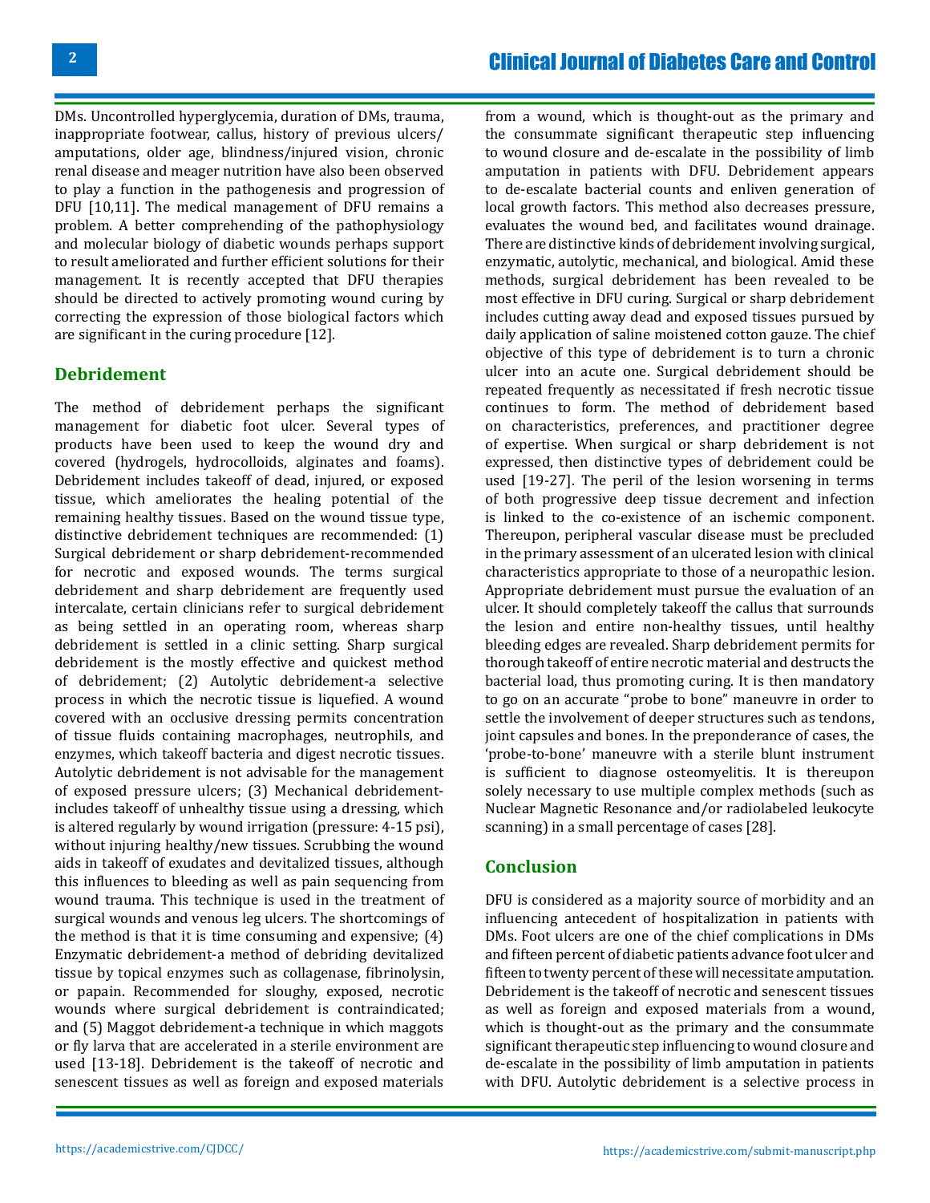DMs. Uncontrolled hyperglycemia, duration of DMs, trauma, inappropriate footwear, callus, history of previous ulcers/ amputations, older age, blindness/injured vision, chronic renal disease and meager nutrition have also been observed to play a function in the pathogenesis and progression of DFU [10,11]. The medical management of DFU remains a problem. A better comprehending of the pathophysiology and molecular biology of diabetic wounds perhaps support to result ameliorated and further efficient solutions for their management. It is recently accepted that DFU therapies should be directed to actively promoting wound curing by correcting the expression of those biological factors which are significant in the curing procedure [12].

## Debridement

The method of debridement perhaps the significant management for diabetic foot ulcer. Several types of products have been used to keep the wound dry and covered (hydrogels, hydrocolloids, alginates and foams). Debridement includes takeoff of dead, injured, or exposed tissue, which ameliorates the healing potential of the remaining healthy tissues. Based on the wound tissue type, distinctive debridement techniques are recommended: (1) Surgical debridement or sharp debridement-recommended for necrotic and exposed wounds. The terms surgical debridement and sharp debridement are frequently used intercalate, certain clinicians refer to surgical debridement as being settled in an operating room, whereas sharp debridement is settled in a clinic setting. Sharp surgical debridement is the mostly effective and quickest method of debridement; (2) Autolytic debridement-a selective process in which the necrotic tissue is liquefied. A wound covered with an occlusive dressing permits concentration of tissue fluids containing macrophages, neutrophils, and enzymes, which takeoff bacteria and digest necrotic tissues. Autolytic debridement is not advisable for the management of exposed pressure ulcers; (3) Mechanical debridement-includes takeoff of unhealthy tissue using a dressing, which is altered regularly by wound irrigation (pressure: 4-15 psi), without injuring healthy/new tissues. Scrubbing the wound aids in takeoff of exudates and devitalized tissues, although this influences to bleeding as well as pain sequencing from wound trauma. This technique is used in the treatment of surgical wounds and venous leg ulcers. The shortcomings of the method is that it is time consuming and expensive; (4) Enzymatic debridement-a method of debriding devitalized tissue by topical enzymes such as collagenase, fibrinolysin, or papain. Recommended for sloughy, exposed, necrotic wounds where surgical debridement is contraindicated; and (5) Maggot debridement-a technique in which maggots or fly larva that are accelerated in a sterile environment are used [13-18]. Debridement is the takeoff of necrotic and senescent tissues as well as foreign and exposed materials from a wound, which is thought-out as the primary and the consummate significant therapeutic step influencing to wound closure and de-escalate in the possibility of limb amputation in patients with DFU. Debridement appears to de-escalate bacterial counts and enliven generation of local growth factors. This method also decreases pressure, evaluates the wound bed, and facilitates wound drainage. There are distinctive kinds of debridement involving surgical, enzymatic, autolytic, mechanical, and biological. Amid these methods, surgical debridement has been revealed to be most effective in DFU curing. Surgical or sharp debridement includes cutting away dead and exposed tissues pursued by daily application of saline moistened cotton gauze. The chief objective of this type of debridement is to turn a chronic ulcer into an acute one. Surgical debridement should be repeated frequently as necessitated if fresh necrotic tissue continues to form. The method of debridement based on characteristics, preferences, and practitioner degree of expertise. When surgical or sharp debridement is not expressed, then distinctive types of debridement could be used [19-27]. The peril of the lesion worsening in terms of both progressive deep tissue decrement and infection is linked to the co-existence of an ischemic component. Thereupon, peripheral vascular disease must be precluded in the primary assessment of an ulcerated lesion with clinical characteristics appropriate to those of a neuropathic lesion. Appropriate debridement must pursue the evaluation of an ulcer. It should completely takeoff the callus that surrounds the lesion and entire non-healthy tissues, until healthy bleeding edges are revealed. Sharp debridement permits for thorough takeoff of entire necrotic material and destructs the bacterial load, thus promoting curing. It is then mandatory to go on an accurate "probe to bone" maneuvre in order to settle the involvement of deeper structures such as tendons, joint capsules and bones. In the preponderance of cases, the 'probe-to-bone' maneuvre with a sterile blunt instrument is sufficient to diagnose osteomyelitis. It is thereupon solely necessary to use multiple complex methods (such as Nuclear Magnetic Resonance and/or radiolabeled leukocyte scanning) in a small percentage of cases [28].

## Conclusion

DFU is considered as a majority source of morbidity and an influencing antecedent of hospitalization in patients with DMs. Foot ulcers are one of the chief complications in DMs and fifteen percent of diabetic patients advance foot ulcer and fifteen to twenty percent of these will necessitate amputation. Debridement is the takeoff of necrotic and senescent tissues as well as foreign and exposed materials from a wound, which is thought-out as the primary and the consummate significant therapeutic step influencing to wound closure and de-escalate in the possibility of limb amputation in patients with DFU. Autolytic debridement is a selective process in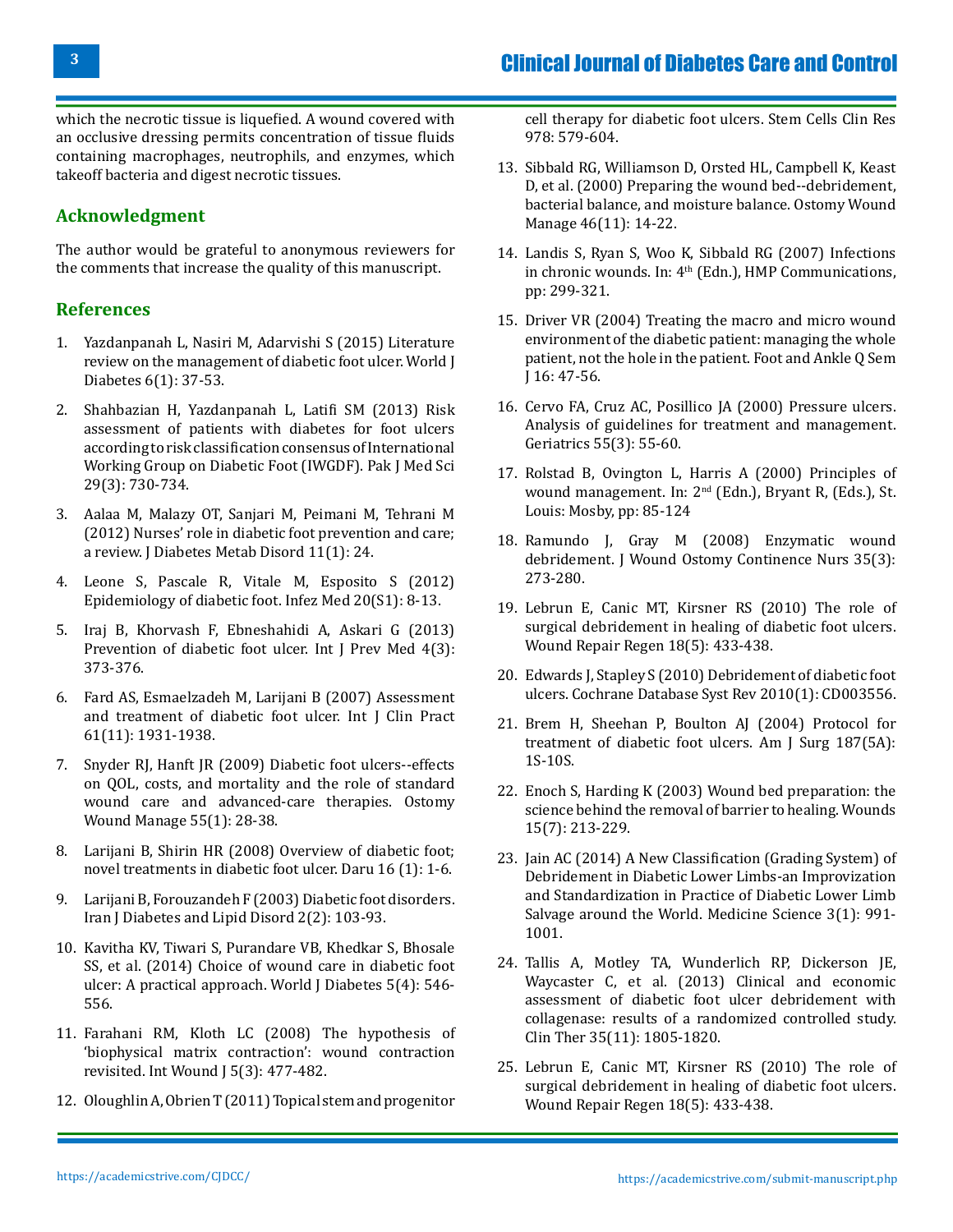which the necrotic tissue is liquefied. A wound covered with an occlusive dressing permits concentration of tissue fluids containing macrophages, neutrophils, and enzymes, which takeoff bacteria and digest necrotic tissues.

## Acknowledgment

The author would be grateful to anonymous reviewers for the comments that increase the quality of this manuscript.

## References

1. Yazdanpanah L, Nasiri M, Adarvishi S (2015) Literature review on the management of diabetic foot ulcer. World J Diabetes 6(1): 37-53.
2. Shahbazian H, Yazdanpanah L, Latifi SM (2013) Risk assessment of patients with diabetes for foot ulcers according to risk classification consensus of International Working Group on Diabetic Foot (IWGDF). Pak J Med Sci 29(3): 730-734.
3. Aalaa M, Malazy OT, Sanjari M, Peimani M, Tehrani M (2012) Nurses' role in diabetic foot prevention and care; a review. J Diabetes Metab Disord 11(1): 24.
4. Leone S, Pascale R, Vitale M, Esposito S (2012) Epidemiology of diabetic foot. Infez Med 20(S1): 8-13.
5. Iraj B, Khorvash F, Ebneshahidi A, Askari G (2013) Prevention of diabetic foot ulcer. Int J Prev Med 4(3): 373-376.
6. Fard AS, Esmaelzadeh M, Larijani B (2007) Assessment and treatment of diabetic foot ulcer. Int J Clin Pract 61(11): 1931-1938.
7. Snyder RJ, Hanft JR (2009) Diabetic foot ulcers--effects on QOL, costs, and mortality and the role of standard wound care and advanced-care therapies. Ostomy Wound Manage 55(1): 28-38.
8. Larijani B, Shirin HR (2008) Overview of diabetic foot; novel treatments in diabetic foot ulcer. Daru 16 (1): 1-6.
9. Larijani B, Forouzandeh F (2003) Diabetic foot disorders. Iran J Diabetes and Lipid Disord 2(2): 103-93.
10. Kavitha KV, Tiwari S, Purandare VB, Khedkar S, Bhosale SS, et al. (2014) Choice of wound care in diabetic foot ulcer: A practical approach. World J Diabetes 5(4): 546-556.
11. Farahani RM, Kloth LC (2008) The hypothesis of 'biophysical matrix contraction': wound contraction revisited. Int Wound J 5(3): 477-482.
12. Oloughlin A, Obrien T (2011) Topical stem and progenitor cell therapy for diabetic foot ulcers. Stem Cells Clin Res 978: 579-604.
13. Sibbald RG, Williamson D, Orsted HL, Campbell K, Keast D, et al. (2000) Preparing the wound bed--debridement, bacterial balance, and moisture balance. Ostomy Wound Manage 46(11): 14-22.
14. Landis S, Ryan S, Woo K, Sibbald RG (2007) Infections in chronic wounds. In: 4th (Edn.), HMP Communications, pp: 299-321.
15. Driver VR (2004) Treating the macro and micro wound environment of the diabetic patient: managing the whole patient, not the hole in the patient. Foot and Ankle Q Sem J 16: 47-56.
16. Cervo FA, Cruz AC, Posillico JA (2000) Pressure ulcers. Analysis of guidelines for treatment and management. Geriatrics 55(3): 55-60.
17. Rolstad B, Ovington L, Harris A (2000) Principles of wound management. In: 2nd (Edn.), Bryant R, (Eds.), St. Louis: Mosby, pp: 85-124
18. Ramundo J, Gray M (2008) Enzymatic wound debridement. J Wound Ostomy Continence Nurs 35(3): 273-280.
19. Lebrun E, Canic MT, Kirsner RS (2010) The role of surgical debridement in healing of diabetic foot ulcers. Wound Repair Regen 18(5): 433-438.
20. Edwards J, Stapley S (2010) Debridement of diabetic foot ulcers. Cochrane Database Syst Rev 2010(1): CD003556.
21. Brem H, Sheehan P, Boulton AJ (2004) Protocol for treatment of diabetic foot ulcers. Am J Surg 187(5A): 1S-10S.
22. Enoch S, Harding K (2003) Wound bed preparation: the science behind the removal of barrier to healing. Wounds 15(7): 213-229.
23. Jain AC (2014) A New Classification (Grading System) of Debridement in Diabetic Lower Limbs-an Improvization and Standardization in Practice of Diabetic Lower Limb Salvage around the World. Medicine Science 3(1): 991-1001.
24. Tallis A, Motley TA, Wunderlich RP, Dickerson JE, Waycaster C, et al. (2013) Clinical and economic assessment of diabetic foot ulcer debridement with collagenase: results of a randomized controlled study. Clin Ther 35(11): 1805-1820.
25. Lebrun E, Canic MT, Kirsner RS (2010) The role of surgical debridement in healing of diabetic foot ulcers. Wound Repair Regen 18(5): 433-438.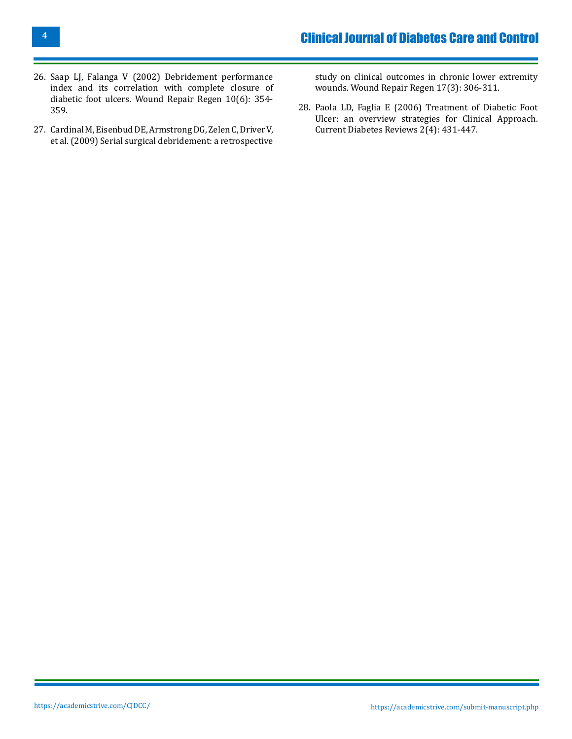26. Saap LJ, Falanga V (2002) Debridement performance index and its correlation with complete closure of diabetic foot ulcers. Wound Repair Regen 10(6): 354-359.
27. Cardinal M, Eisenbud DE, Armstrong DG, Zelen C, Driver V, et al. (2009) Serial surgical debridement: a retrospective study on clinical outcomes in chronic lower extremity wounds. Wound Repair Regen 17(3): 306-311.
28. Paola LD, Faglia E (2006) Treatment of Diabetic Foot Ulcer: an overview strategies for Clinical Approach. Current Diabetes Reviews 2(4): 431-447.